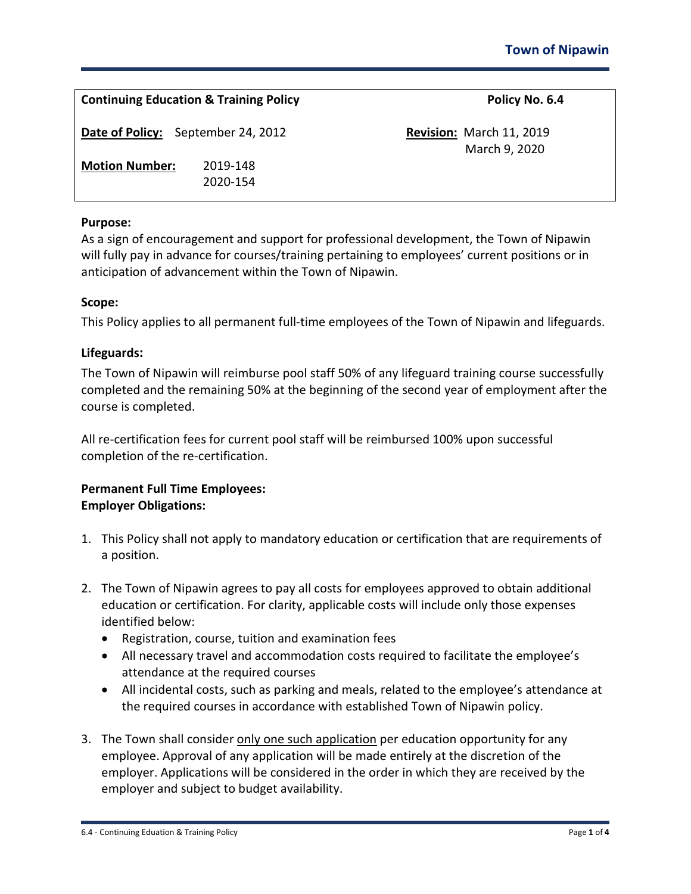Town of Nipawin

| **Continuing Education & Training Policy** | | **Policy No. 6.4** |
|---|---|---|
| **Date of Policy:** September 24, 2012 | | **Revision:** March 11, 2019<br>March 9, 2020 |
| **Motion Number:** 2019-148<br>2020-154 | | |

**Purpose:**

As a sign of encouragement and support for professional development, the Town of Nipawin will fully pay in advance for courses/training pertaining to employees' current positions or in anticipation of advancement within the Town of Nipawin.

**Scope:**

This Policy applies to all permanent full-time employees of the Town of Nipawin and lifeguards.

**Lifeguards:**

The Town of Nipawin will reimburse pool staff 50% of any lifeguard training course successfully completed and the remaining 50% at the beginning of the second year of employment after the course is completed.

All re-certification fees for current pool staff will be reimbursed 100% upon successful completion of the re-certification.

**Permanent Full Time Employees:**
**Employer Obligations:**

1. This Policy shall not apply to mandatory education or certification that are requirements of a position.

2. The Town of Nipawin agrees to pay all costs for employees approved to obtain additional education or certification. For clarity, applicable costs will include only those expenses identified below:
   - Registration, course, tuition and examination fees
   - All necessary travel and accommodation costs required to facilitate the employee's attendance at the required courses
   - All incidental costs, such as parking and meals, related to the employee's attendance at the required courses in accordance with established Town of Nipawin policy.

3. The Town shall consider <u>only one such application</u> per education opportunity for any employee. Approval of any application will be made entirely at the discretion of the employer. Applications will be considered in the order in which they are received by the employer and subject to budget availability.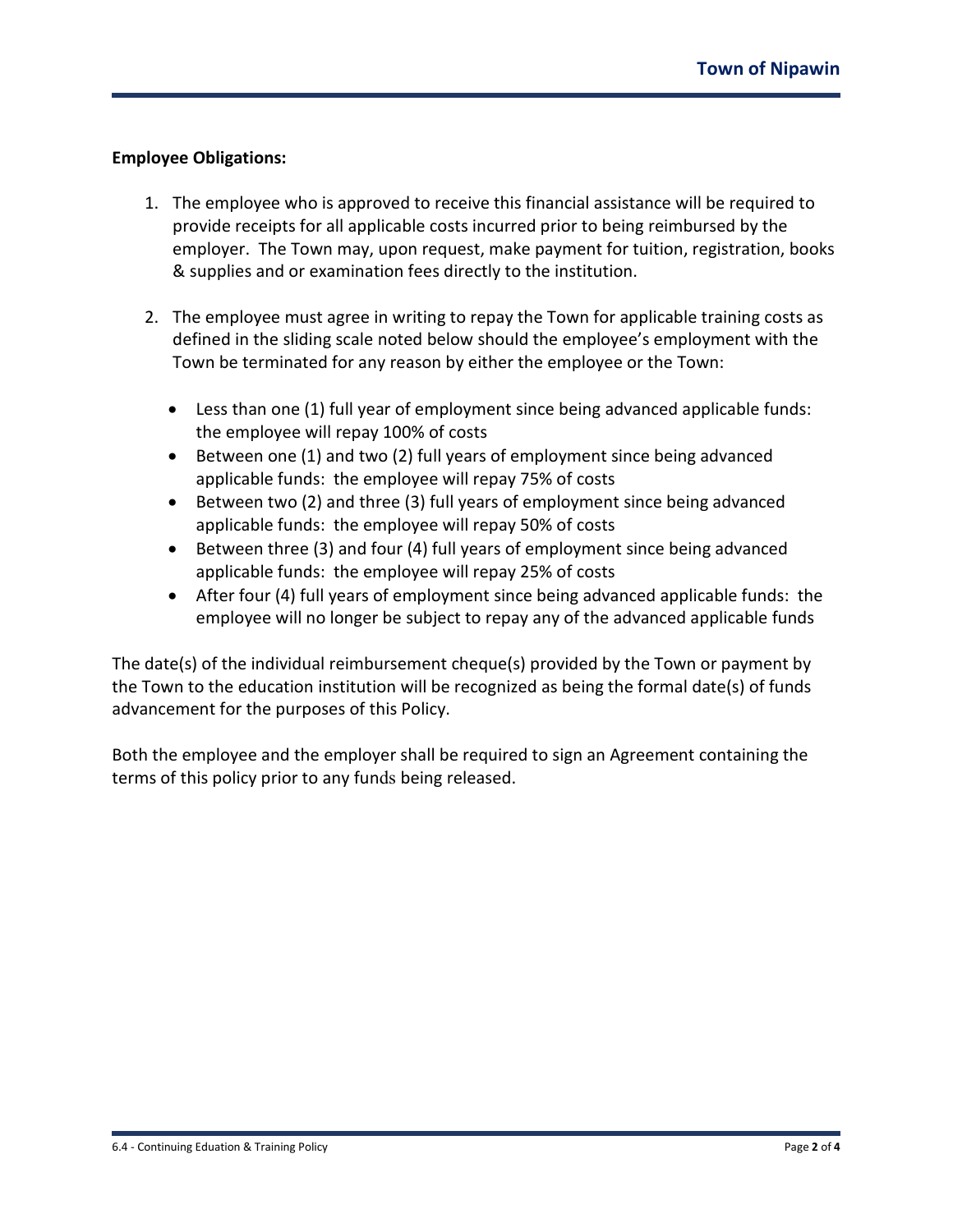**Employee Obligations:**

1. The employee who is approved to receive this financial assistance will be required to provide receipts for all applicable costs incurred prior to being reimbursed by the employer. The Town may, upon request, make payment for tuition, registration, books & supplies and or examination fees directly to the institution.

2. The employee must agree in writing to repay the Town for applicable training costs as defined in the sliding scale noted below should the employee's employment with the Town be terminated for any reason by either the employee or the Town:

   - Less than one (1) full year of employment since being advanced applicable funds: the employee will repay 100% of costs
   - Between one (1) and two (2) full years of employment since being advanced applicable funds: the employee will repay 75% of costs
   - Between two (2) and three (3) full years of employment since being advanced applicable funds: the employee will repay 50% of costs
   - Between three (3) and four (4) full years of employment since being advanced applicable funds: the employee will repay 25% of costs
   - After four (4) full years of employment since being advanced applicable funds: the employee will no longer be subject to repay any of the advanced applicable funds

The date(s) of the individual reimbursement cheque(s) provided by the Town or payment by the Town to the education institution will be recognized as being the formal date(s) of funds advancement for the purposes of this Policy.

Both the employee and the employer shall be required to sign an Agreement containing the terms of this policy prior to any funds being released.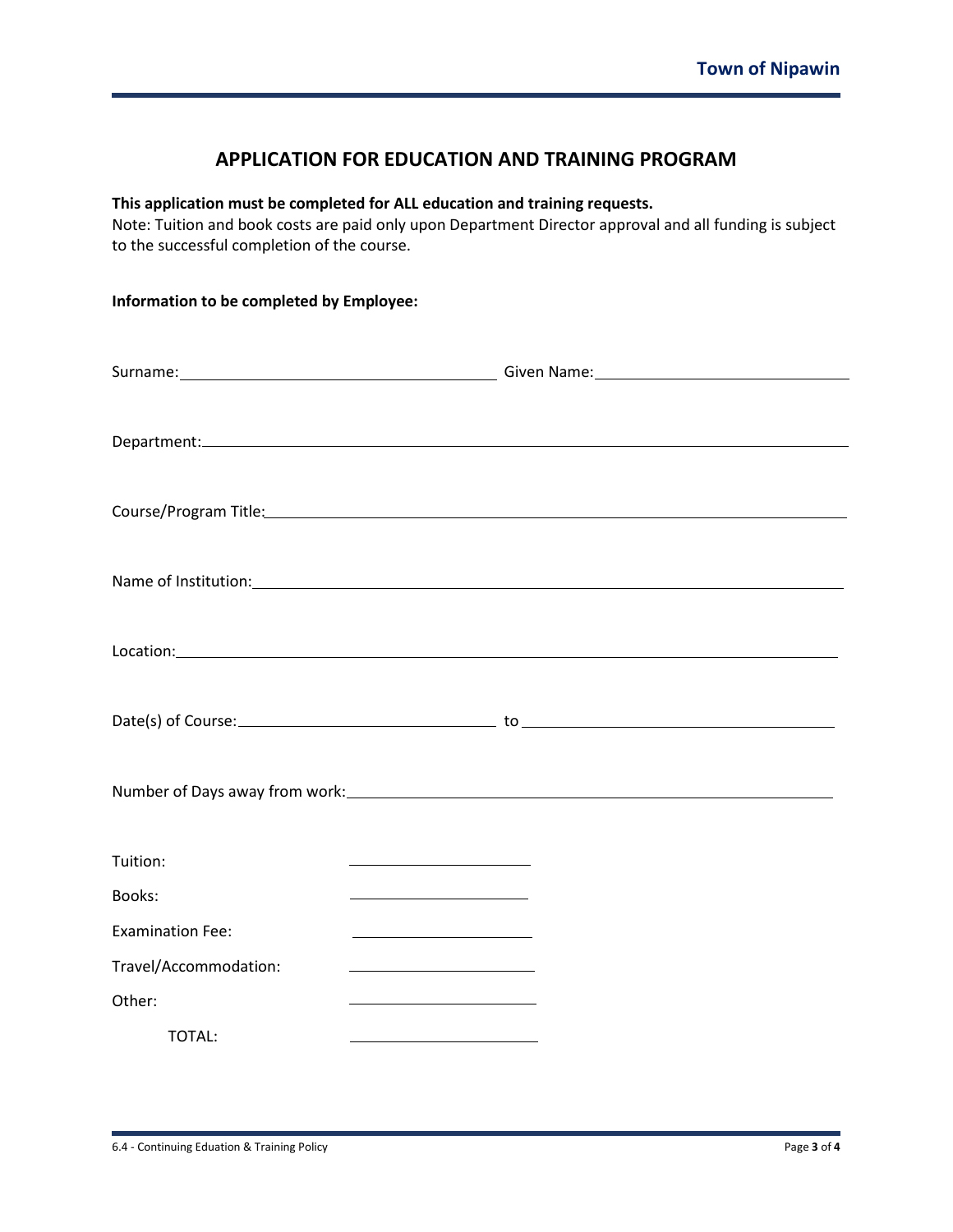# APPLICATION FOR EDUCATION AND TRAINING PROGRAM

**This application must be completed for ALL education and training requests.**
Note: Tuition and book costs are paid only upon Department Director approval and all funding is subject to the successful completion of the course.

**Information to be completed by Employee:**

Surname:\_\_\_\_\_\_\_\_\_\_\_\_\_\_\_\_\_\_\_\_\_\_\_\_\_\_\_\_\_\_\_\_\_\_ Given Name:\_\_\_\_\_\_\_\_\_\_\_\_\_\_\_\_\_\_\_\_\_\_\_\_\_\_\_\_\_\_

Department:\_\_\_\_\_\_\_\_\_\_\_\_\_\_\_\_\_\_\_\_\_\_\_\_\_\_\_\_\_\_\_\_\_\_\_\_\_\_\_\_\_\_\_\_\_\_\_\_\_\_\_\_\_\_\_\_\_\_\_\_\_\_\_\_\_\_\_\_\_\_

Course/Program Title:\_\_\_\_\_\_\_\_\_\_\_\_\_\_\_\_\_\_\_\_\_\_\_\_\_\_\_\_\_\_\_\_\_\_\_\_\_\_\_\_\_\_\_\_\_\_\_\_\_\_\_\_\_\_\_\_\_\_\_\_\_\_

Name of Institution:\_\_\_\_\_\_\_\_\_\_\_\_\_\_\_\_\_\_\_\_\_\_\_\_\_\_\_\_\_\_\_\_\_\_\_\_\_\_\_\_\_\_\_\_\_\_\_\_\_\_\_\_\_\_\_\_\_\_\_\_\_\_\_\_

Location:\_\_\_\_\_\_\_\_\_\_\_\_\_\_\_\_\_\_\_\_\_\_\_\_\_\_\_\_\_\_\_\_\_\_\_\_\_\_\_\_\_\_\_\_\_\_\_\_\_\_\_\_\_\_\_\_\_\_\_\_\_\_\_\_\_\_\_\_\_\_\_\_

Date(s) of Course:\_\_\_\_\_\_\_\_\_\_\_\_\_\_\_\_\_\_\_\_\_\_\_\_\_\_\_\_ to \_\_\_\_\_\_\_\_\_\_\_\_\_\_\_\_\_\_\_\_\_\_\_\_\_\_\_\_\_\_\_\_\_\_

Number of Days away from work:\_\_\_\_\_\_\_\_\_\_\_\_\_\_\_\_\_\_\_\_\_\_\_\_\_\_\_\_\_\_\_\_\_\_\_\_\_\_\_\_\_\_\_\_\_\_\_\_\_\_\_\_

Tuition: \_\_\_\_\_\_\_\_\_\_\_\_\_\_\_\_\_\_\_\_

Books: \_\_\_\_\_\_\_\_\_\_\_\_\_\_\_\_\_\_\_\_

Examination Fee: \_\_\_\_\_\_\_\_\_\_\_\_\_\_\_\_\_\_\_\_

Travel/Accommodation: \_\_\_\_\_\_\_\_\_\_\_\_\_\_\_\_\_\_\_\_

Other: \_\_\_\_\_\_\_\_\_\_\_\_\_\_\_\_\_\_\_\_

TOTAL: \_\_\_\_\_\_\_\_\_\_\_\_\_\_\_\_\_\_\_\_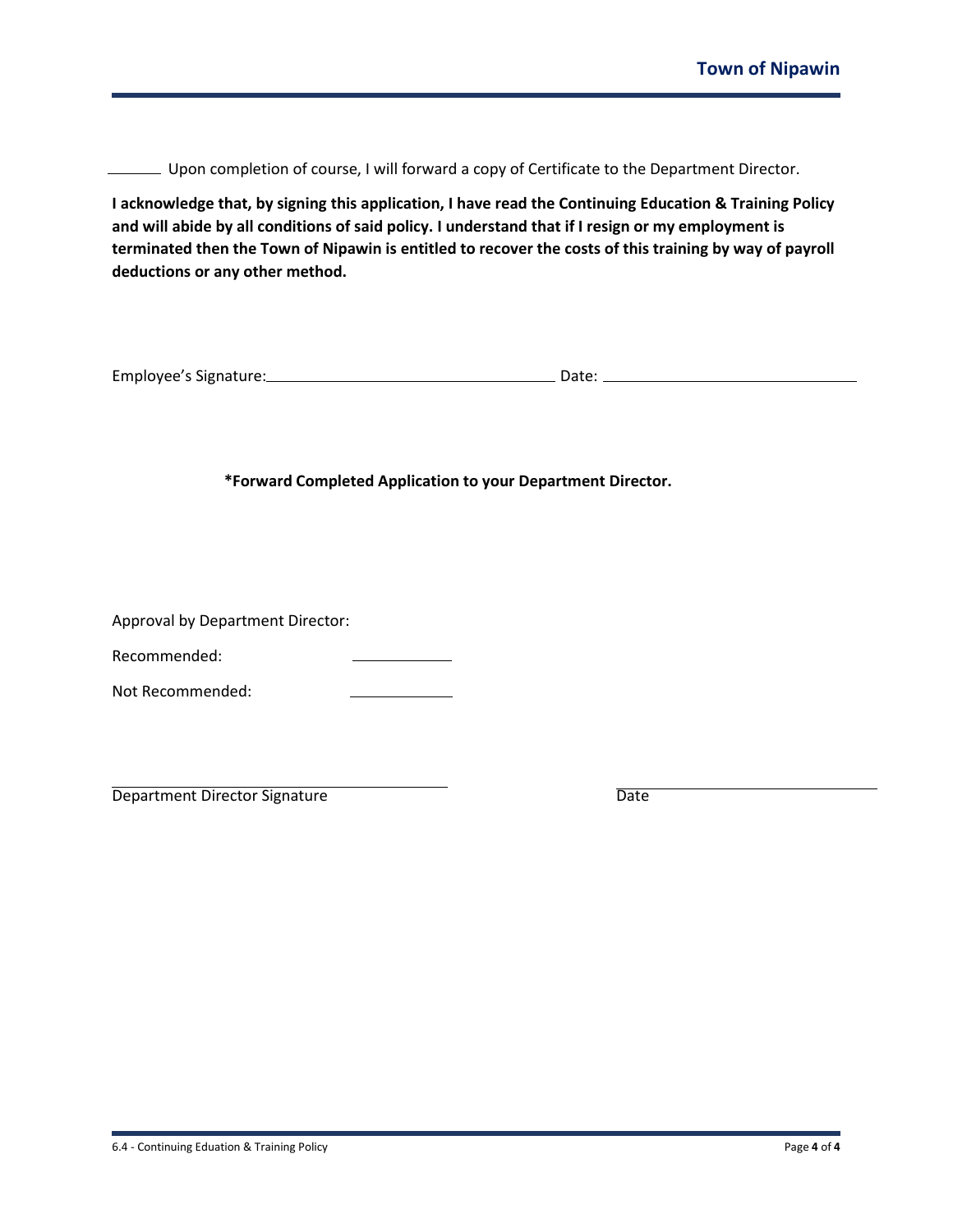_______ Upon completion of course, I will forward a copy of Certificate to the Department Director.

**I acknowledge that, by signing this application, I have read the Continuing Education & Training Policy and will abide by all conditions of said policy. I understand that if I resign or my employment is terminated then the Town of Nipawin is entitled to recover the costs of this training by way of payroll deductions or any other method.**

Employee's Signature:_________________________________ Date: _____________________________

**\*Forward Completed Application to your Department Director.**

Approval by Department Director:

Recommended: ____________

Not Recommended: ____________

_________________________________ _____________________________

Department Director Signature Date